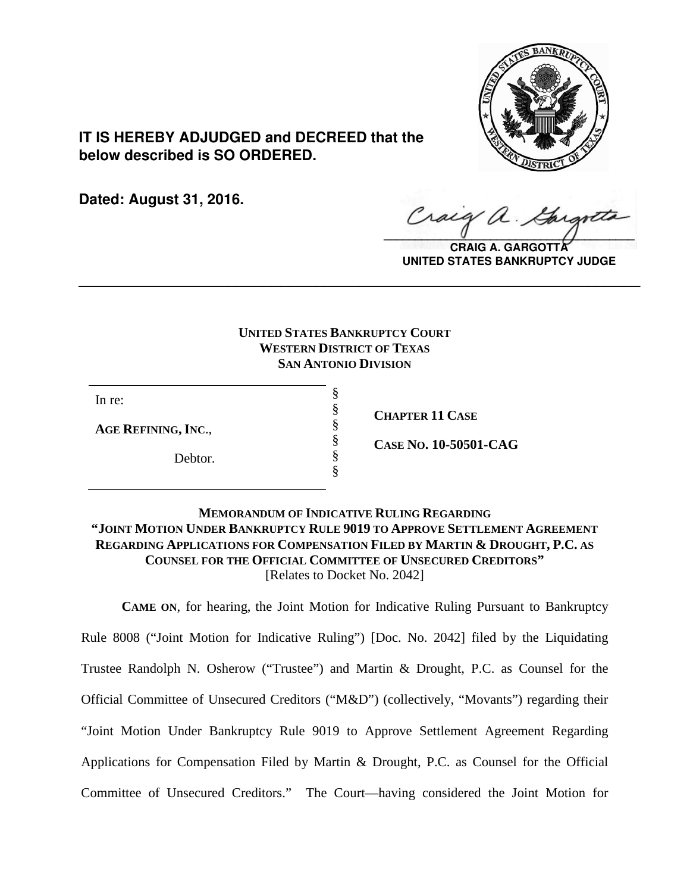**IT IS HEREBY ADJUDGED and DECREED that the below described is SO ORDERED.**

**Dated: August 31, 2016.**

**CRAIG A. GARGOTTA**
**UNITED STATES BANKRUPTCY JUDGE**

---

**UNITED STATES BANKRUPTCY COURT**
**WESTERN DISTRICT OF TEXAS**
**SAN ANTONIO DIVISION**

| | | |
|---|---|---|
| In re: | § | |
| | § | **CHAPTER 11 CASE** |
| **AGE REFINING, INC.**, | § | |
| | § | **CASE NO. 10-50501-CAG** |
| Debtor. | § | |
| | § | |

**MEMORANDUM OF INDICATIVE RULING REGARDING "JOINT MOTION UNDER BANKRUPTCY RULE 9019 TO APPROVE SETTLEMENT AGREEMENT REGARDING APPLICATIONS FOR COMPENSATION FILED BY MARTIN & DROUGHT, P.C. AS COUNSEL FOR THE OFFICIAL COMMITTEE OF UNSECURED CREDITORS"**
[Relates to Docket No. 2042]

**CAME ON**, for hearing, the Joint Motion for Indicative Ruling Pursuant to Bankruptcy Rule 8008 ("Joint Motion for Indicative Ruling") [Doc. No. 2042] filed by the Liquidating Trustee Randolph N. Osherow ("Trustee") and Martin & Drought, P.C. as Counsel for the Official Committee of Unsecured Creditors ("M&D") (collectively, "Movants") regarding their "Joint Motion Under Bankruptcy Rule 9019 to Approve Settlement Agreement Regarding Applications for Compensation Filed by Martin & Drought, P.C. as Counsel for the Official Committee of Unsecured Creditors." The Court—having considered the Joint Motion for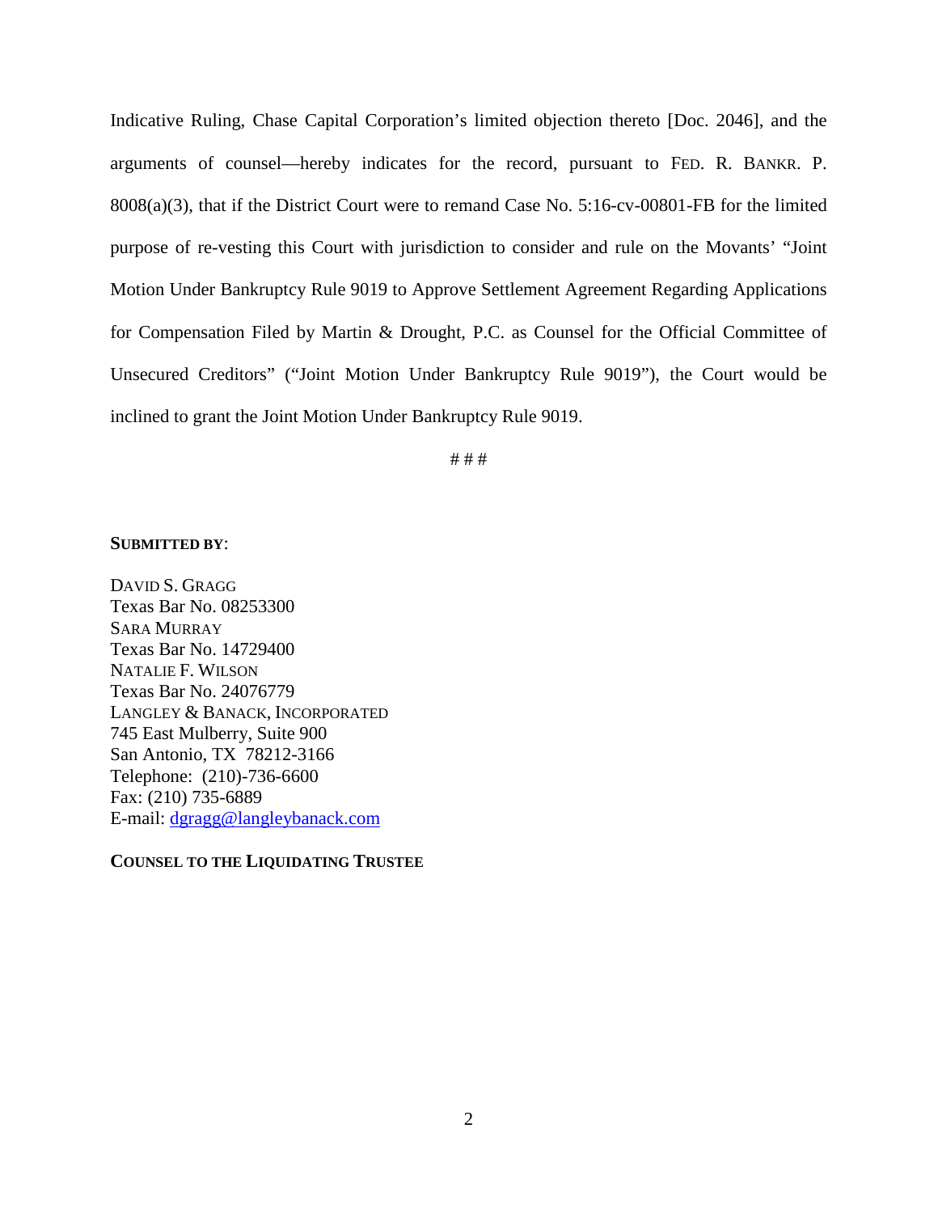Indicative Ruling, Chase Capital Corporation's limited objection thereto [Doc. 2046], and the arguments of counsel—hereby indicates for the record, pursuant to FED. R. BANKR. P. 8008(a)(3), that if the District Court were to remand Case No. 5:16-cv-00801-FB for the limited purpose of re-vesting this Court with jurisdiction to consider and rule on the Movants' "Joint Motion Under Bankruptcy Rule 9019 to Approve Settlement Agreement Regarding Applications for Compensation Filed by Martin & Drought, P.C. as Counsel for the Official Committee of Unsecured Creditors" ("Joint Motion Under Bankruptcy Rule 9019"), the Court would be inclined to grant the Joint Motion Under Bankruptcy Rule 9019.

# # #

**SUBMITTED BY**:

DAVID S. GRAGG
Texas Bar No. 08253300
SARA MURRAY
Texas Bar No. 14729400
NATALIE F. WILSON
Texas Bar No. 24076779
LANGLEY & BANACK, INCORPORATED
745 East Mulberry, Suite 900
San Antonio, TX 78212-3166
Telephone: (210)-736-6600
Fax: (210) 735-6889
E-mail: dgragg@langleybanack.com

**COUNSEL TO THE LIQUIDATING TRUSTEE**